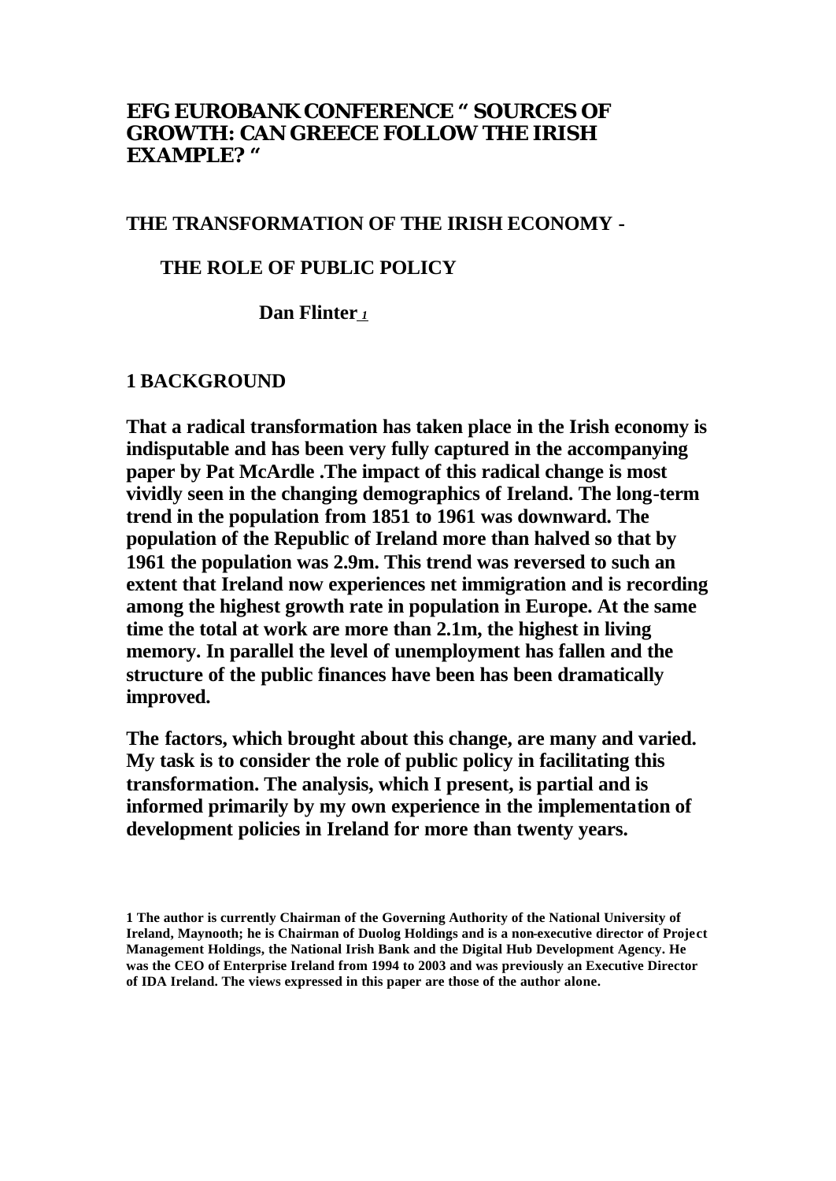# EFG EUROBANK CONFERENCE " SOURCES OF GROWTH: CAN GREECE FOLLOW THE IRISH EXAMPLE? "

## THE TRANSFORMATION OF THE IRISH ECONOMY - THE ROLE OF PUBLIC POLICY

**Dan Flinter [1]**

## 1 BACKGROUND

**That a radical transformation has taken place in the Irish economy is indisputable and has been very fully captured in the accompanying paper by Pat McArdle .The impact of this radical change is most vividly seen in the changing demographics of Ireland. The long-term trend in the population from 1851 to 1961 was downward. The population of the Republic of Ireland more than halved so that by 1961 the population was 2.9m. This trend was reversed to such an extent that Ireland now experiences net immigration and is recording among the highest growth rate in population in Europe. At the same time the total at work are more than 2.1m, the highest in living memory. In parallel the level of unemployment has fallen and the structure of the public finances have been has been dramatically improved.**

**The factors, which brought about this change, are many and varied. My task is to consider the role of public policy in facilitating this transformation. The analysis, which I present, is partial and is informed primarily by my own experience in the implementation of development policies in Ireland for more than twenty years.**

**1 The author is currently Chairman of the Governing Authority of the National University of Ireland, Maynooth; he is Chairman of Duolog Holdings and is a non-executive director of Project Management Holdings, the National Irish Bank and the Digital Hub Development Agency. He was the CEO of Enterprise Ireland from 1994 to 2003 and was previously an Executive Director of IDA Ireland. The views expressed in this paper are those of the author alone.**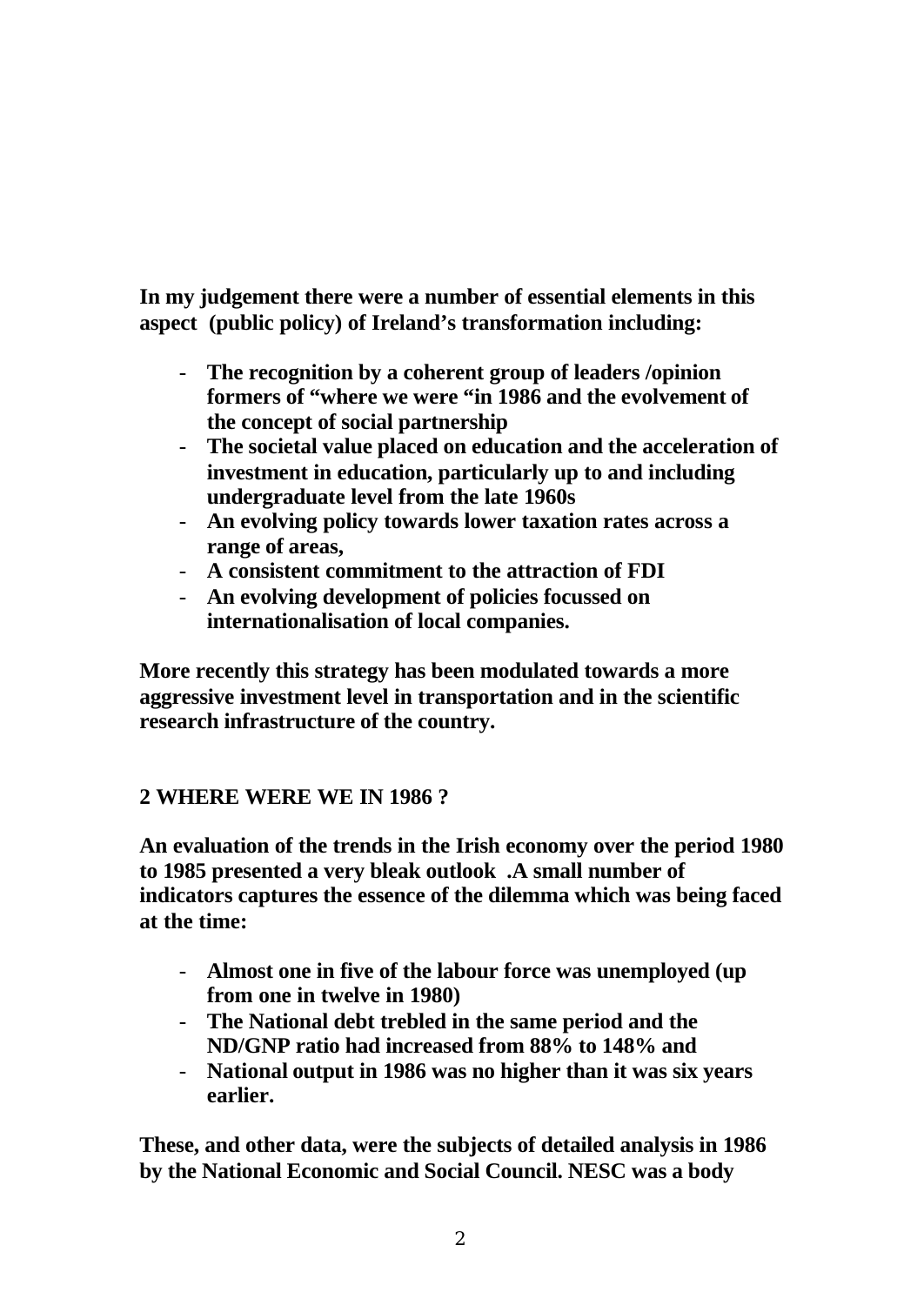**In my judgement there were a number of essential elements in this aspect (public policy) of Ireland's transformation including:**

- **The recognition by a coherent group of leaders /opinion formers of "where we were "in 1986 and the evolvement of the concept of social partnership**
- **The societal value placed on education and the acceleration of investment in education, particularly up to and including undergraduate level from the late 1960s**
- **An evolving policy towards lower taxation rates across a range of areas,**
- **A consistent commitment to the attraction of FDI**
- **An evolving development of policies focussed on internationalisation of local companies.**

**More recently this strategy has been modulated towards a more aggressive investment level in transportation and in the scientific research infrastructure of the country.**

## 2 WHERE WERE WE IN 1986 ?

**An evaluation of the trends in the Irish economy over the period 1980 to 1985 presented a very bleak outlook .A small number of indicators captures the essence of the dilemma which was being faced at the time:**

- **Almost one in five of the labour force was unemployed (up from one in twelve in 1980)**
- **The National debt trebled in the same period and the ND/GNP ratio had increased from 88% to 148% and**
- **National output in 1986 was no higher than it was six years earlier.**

**These, and other data, were the subjects of detailed analysis in 1986 by the National Economic and Social Council. NESC was a body**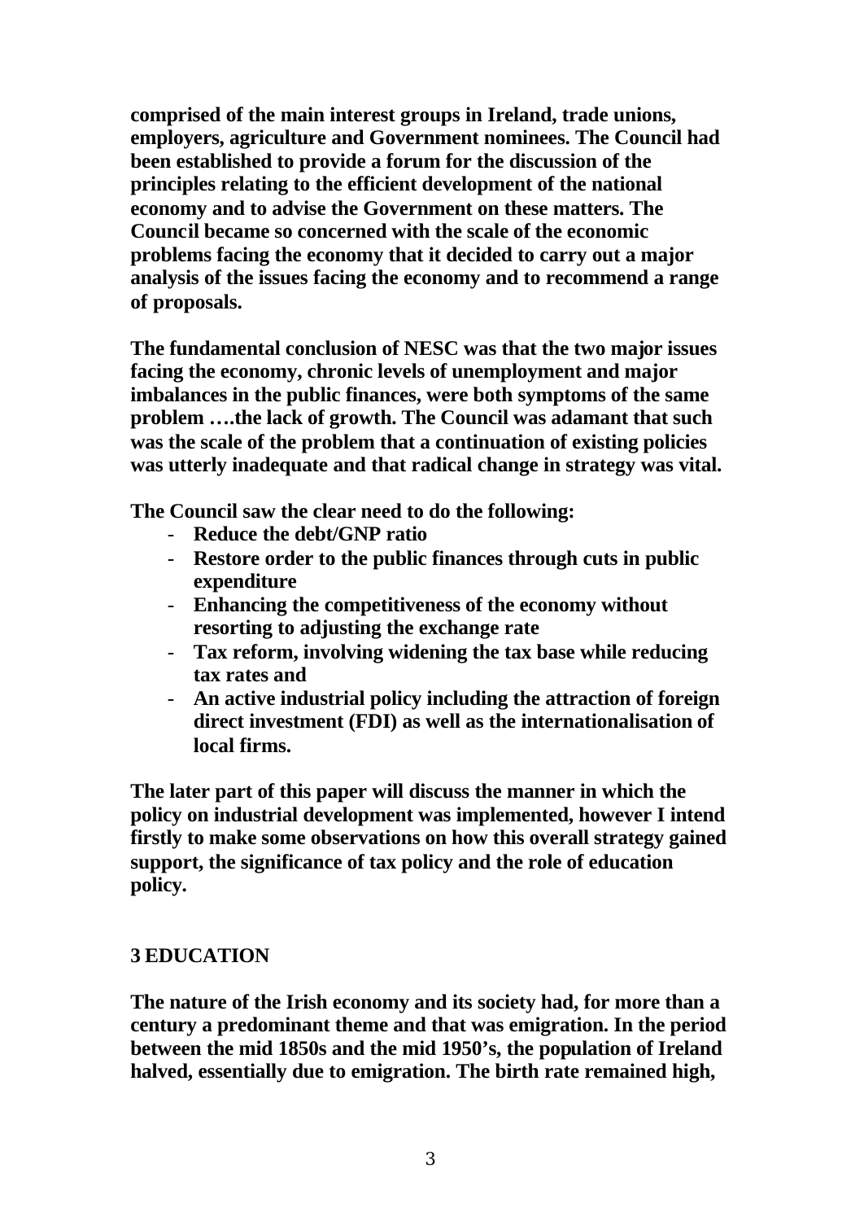**comprised of the main interest groups in Ireland, trade unions, employers, agriculture and Government nominees. The Council had been established to provide a forum for the discussion of the principles relating to the efficient development of the national economy and to advise the Government on these matters. The Council became so concerned with the scale of the economic problems facing the economy that it decided to carry out a major analysis of the issues facing the economy and to recommend a range of proposals.**

**The fundamental conclusion of NESC was that the two major issues facing the economy, chronic levels of unemployment and major imbalances in the public finances, were both symptoms of the same problem ….the lack of growth. The Council was adamant that such was the scale of the problem that a continuation of existing policies was utterly inadequate and that radical change in strategy was vital.**

**The Council saw the clear need to do the following:**

- **Reduce the debt/GNP ratio**
- **Restore order to the public finances through cuts in public expenditure**
- **Enhancing the competitiveness of the economy without resorting to adjusting the exchange rate**
- **Tax reform, involving widening the tax base while reducing tax rates and**
- **An active industrial policy including the attraction of foreign direct investment (FDI) as well as the internationalisation of local firms.**

**The later part of this paper will discuss the manner in which the policy on industrial development was implemented, however I intend firstly to make some observations on how this overall strategy gained support, the significance of tax policy and the role of education policy.**

## 3 EDUCATION

**The nature of the Irish economy and its society had, for more than a century a predominant theme and that was emigration. In the period between the mid 1850s and the mid 1950's, the population of Ireland halved, essentially due to emigration. The birth rate remained high,**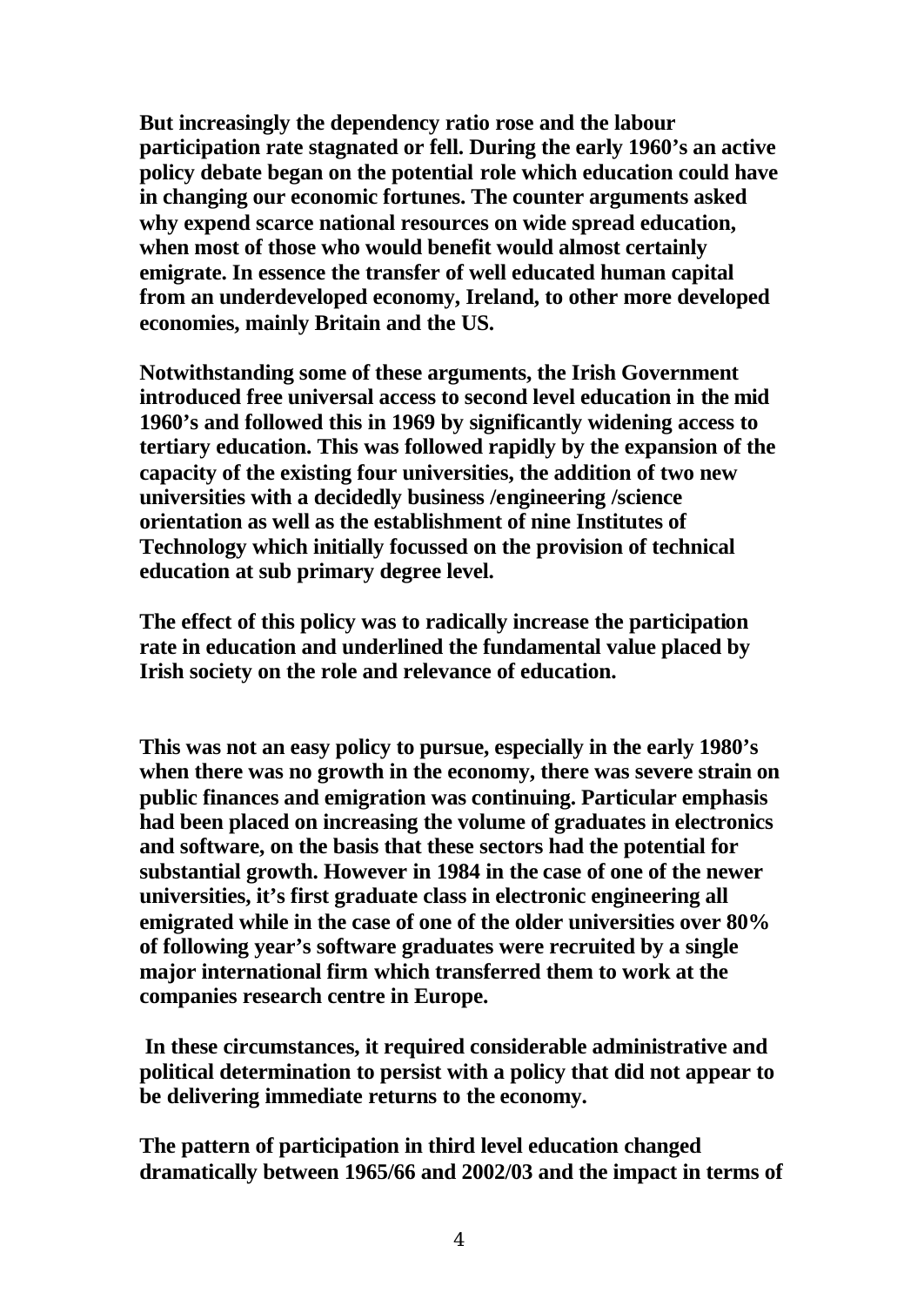**But increasingly the dependency ratio rose and the labour participation rate stagnated or fell. During the early 1960's an active policy debate began on the potential role which education could have in changing our economic fortunes. The counter arguments asked why expend scarce national resources on wide spread education, when most of those who would benefit would almost certainly emigrate. In essence the transfer of well educated human capital from an underdeveloped economy, Ireland, to other more developed economies, mainly Britain and the US.**

**Notwithstanding some of these arguments, the Irish Government introduced free universal access to second level education in the mid 1960's and followed this in 1969 by significantly widening access to tertiary education. This was followed rapidly by the expansion of the capacity of the existing four universities, the addition of two new universities with a decidedly business /engineering /science orientation as well as the establishment of nine Institutes of Technology which initially focussed on the provision of technical education at sub primary degree level.**

**The effect of this policy was to radically increase the participation rate in education and underlined the fundamental value placed by Irish society on the role and relevance of education.**

**This was not an easy policy to pursue, especially in the early 1980's when there was no growth in the economy, there was severe strain on public finances and emigration was continuing. Particular emphasis had been placed on increasing the volume of graduates in electronics and software, on the basis that these sectors had the potential for substantial growth. However in 1984 in the case of one of the newer universities, it's first graduate class in electronic engineering all emigrated while in the case of one of the older universities over 80% of following year's software graduates were recruited by a single major international firm which transferred them to work at the companies research centre in Europe.**

**In these circumstances, it required considerable administrative and political determination to persist with a policy that did not appear to be delivering immediate returns to the economy.**

**The pattern of participation in third level education changed dramatically between 1965/66 and 2002/03 and the impact in terms of**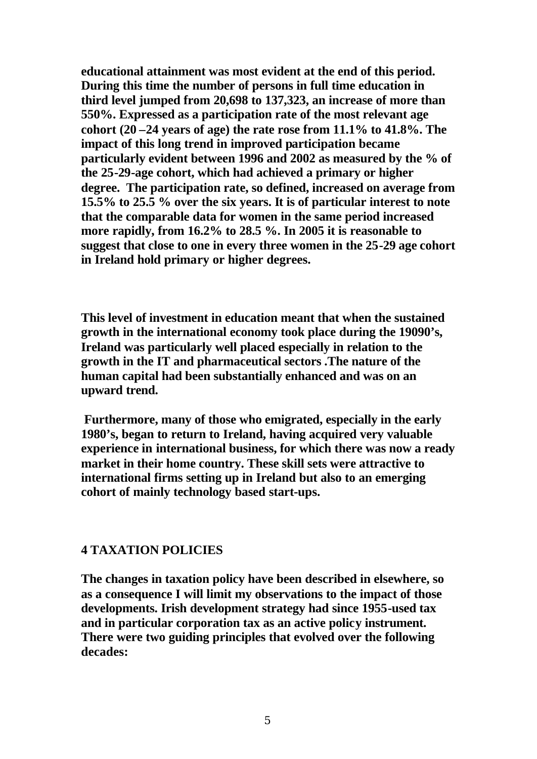**educational attainment was most evident at the end of this period. During this time the number of persons in full time education in third level jumped from 20,698 to 137,323, an increase of more than 550%. Expressed as a participation rate of the most relevant age cohort (20 –24 years of age) the rate rose from 11.1% to 41.8%. The impact of this long trend in improved participation became particularly evident between 1996 and 2002 as measured by the % of the 25-29-age cohort, which had achieved a primary or higher degree. The participation rate, so defined, increased on average from 15.5% to 25.5 % over the six years. It is of particular interest to note that the comparable data for women in the same period increased more rapidly, from 16.2% to 28.5 %. In 2005 it is reasonable to suggest that close to one in every three women in the 25-29 age cohort in Ireland hold primary or higher degrees.**

**This level of investment in education meant that when the sustained growth in the international economy took place during the 19090's, Ireland was particularly well placed especially in relation to the growth in the IT and pharmaceutical sectors .The nature of the human capital had been substantially enhanced and was on an upward trend.**

**Furthermore, many of those who emigrated, especially in the early 1980's, began to return to Ireland, having acquired very valuable experience in international business, for which there was now a ready market in their home country. These skill sets were attractive to international firms setting up in Ireland but also to an emerging cohort of mainly technology based start-ups.**

## 4 TAXATION POLICIES

**The changes in taxation policy have been described in elsewhere, so as a consequence I will limit my observations to the impact of those developments. Irish development strategy had since 1955-used tax and in particular corporation tax as an active policy instrument. There were two guiding principles that evolved over the following decades:**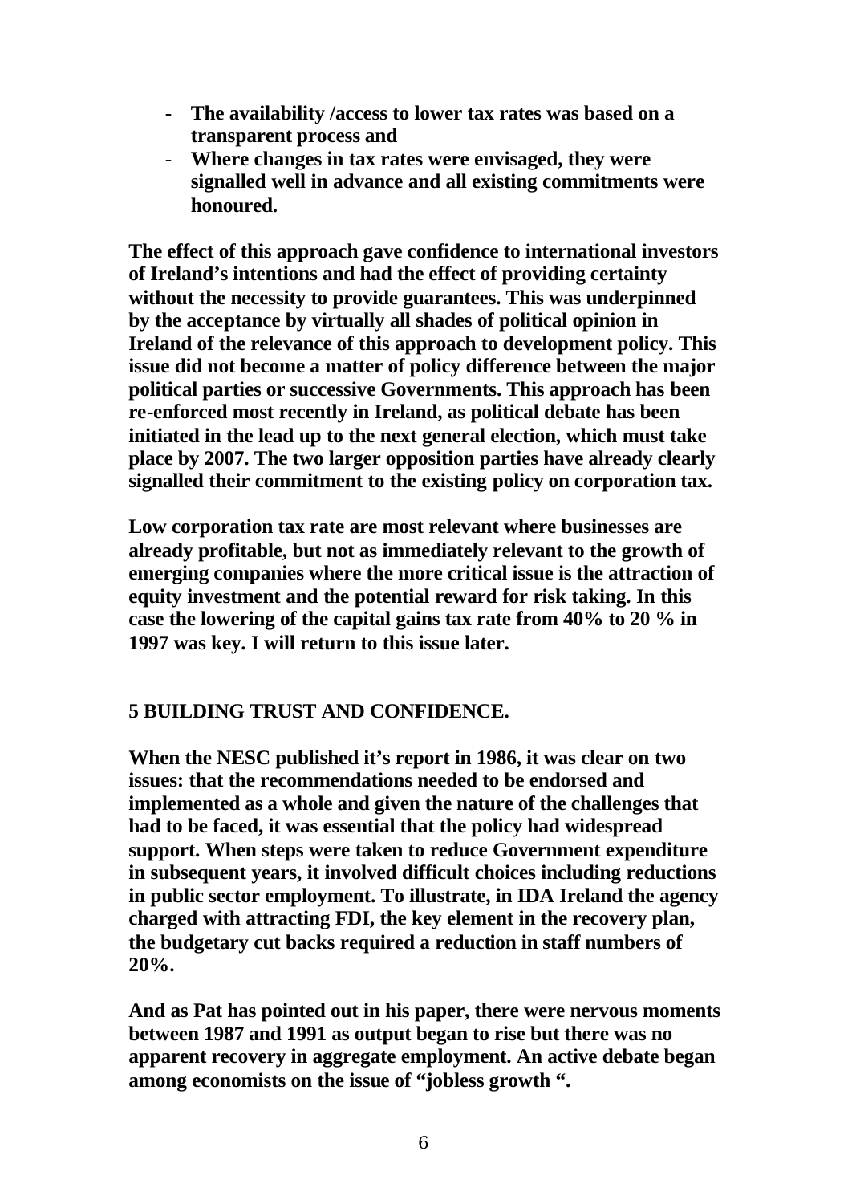- **The availability /access to lower tax rates was based on a transparent process and**
- **Where changes in tax rates were envisaged, they were signalled well in advance and all existing commitments were honoured.**

**The effect of this approach gave confidence to international investors of Ireland's intentions and had the effect of providing certainty without the necessity to provide guarantees. This was underpinned by the acceptance by virtually all shades of political opinion in Ireland of the relevance of this approach to development policy. This issue did not become a matter of policy difference between the major political parties or successive Governments. This approach has been re-enforced most recently in Ireland, as political debate has been initiated in the lead up to the next general election, which must take place by 2007. The two larger opposition parties have already clearly signalled their commitment to the existing policy on corporation tax.**

**Low corporation tax rate are most relevant where businesses are already profitable, but not as immediately relevant to the growth of emerging companies where the more critical issue is the attraction of equity investment and the potential reward for risk taking. In this case the lowering of the capital gains tax rate from 40% to 20 % in 1997 was key. I will return to this issue later.**

## 5 BUILDING TRUST AND CONFIDENCE.

**When the NESC published it's report in 1986, it was clear on two issues: that the recommendations needed to be endorsed and implemented as a whole and given the nature of the challenges that had to be faced, it was essential that the policy had widespread support. When steps were taken to reduce Government expenditure in subsequent years, it involved difficult choices including reductions in public sector employment. To illustrate, in IDA Ireland the agency charged with attracting FDI, the key element in the recovery plan, the budgetary cut backs required a reduction in staff numbers of 20%.**

**And as Pat has pointed out in his paper, there were nervous moments between 1987 and 1991 as output began to rise but there was no apparent recovery in aggregate employment. An active debate began among economists on the issue of "jobless growth ".**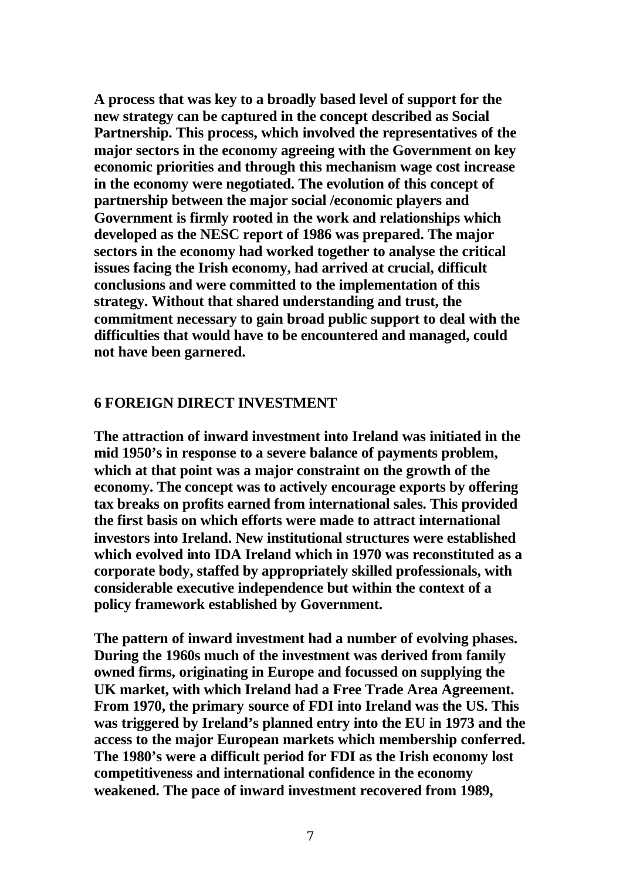**A process that was key to a broadly based level of support for the new strategy can be captured in the concept described as Social Partnership. This process, which involved the representatives of the major sectors in the economy agreeing with the Government on key economic priorities and through this mechanism wage cost increase in the economy were negotiated. The evolution of this concept of partnership between the major social /economic players and Government is firmly rooted in the work and relationships which developed as the NESC report of 1986 was prepared. The major sectors in the economy had worked together to analyse the critical issues facing the Irish economy, had arrived at crucial, difficult conclusions and were committed to the implementation of this strategy. Without that shared understanding and trust, the commitment necessary to gain broad public support to deal with the difficulties that would have to be encountered and managed, could not have been garnered.**

## 6 FOREIGN DIRECT INVESTMENT

**The attraction of inward investment into Ireland was initiated in the mid 1950's in response to a severe balance of payments problem, which at that point was a major constraint on the growth of the economy. The concept was to actively encourage exports by offering tax breaks on profits earned from international sales. This provided the first basis on which efforts were made to attract international investors into Ireland. New institutional structures were established which evolved into IDA Ireland which in 1970 was reconstituted as a corporate body, staffed by appropriately skilled professionals, with considerable executive independence but within the context of a policy framework established by Government.**

**The pattern of inward investment had a number of evolving phases. During the 1960s much of the investment was derived from family owned firms, originating in Europe and focussed on supplying the UK market, with which Ireland had a Free Trade Area Agreement. From 1970, the primary source of FDI into Ireland was the US. This was triggered by Ireland's planned entry into the EU in 1973 and the access to the major European markets which membership conferred. The 1980's were a difficult period for FDI as the Irish economy lost competitiveness and international confidence in the economy weakened. The pace of inward investment recovered from 1989,**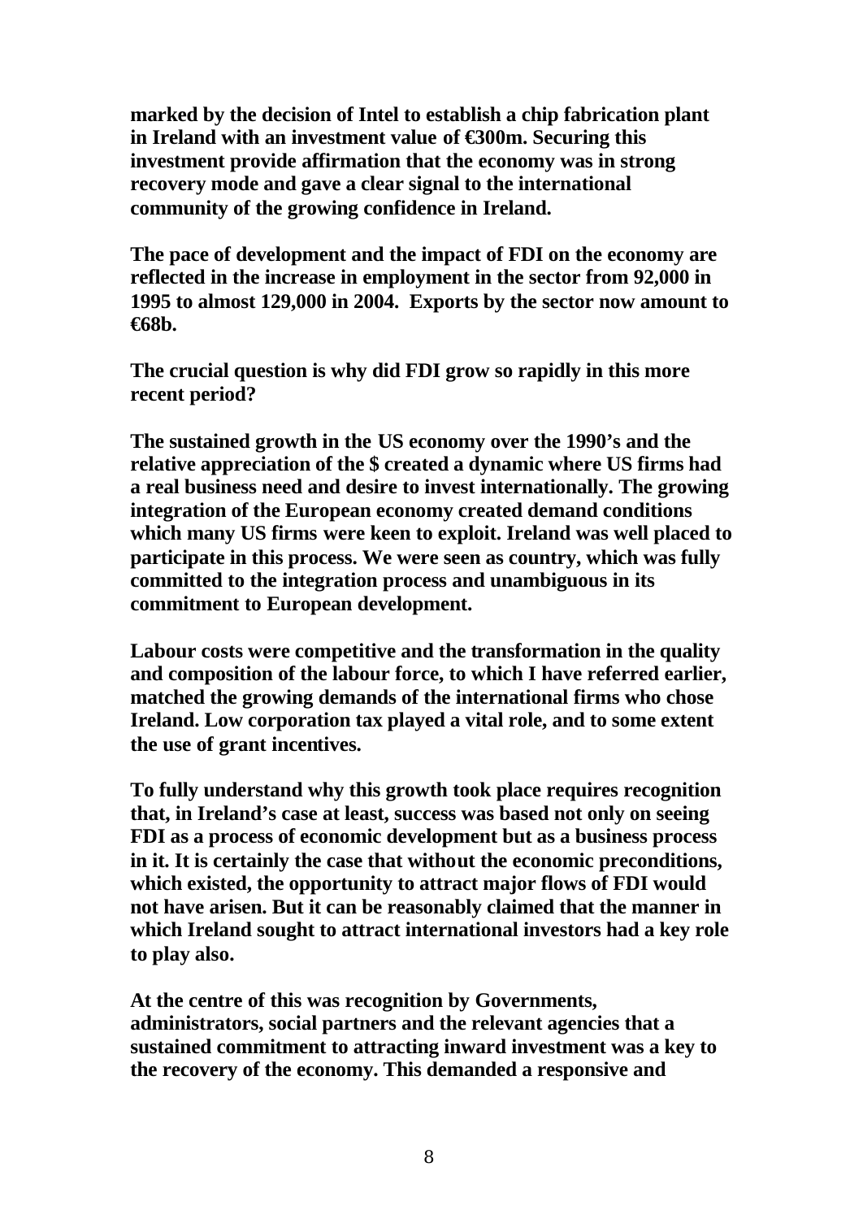**marked by the decision of Intel to establish a chip fabrication plant in Ireland with an investment value of €300m. Securing this investment provide affirmation that the economy was in strong recovery mode and gave a clear signal to the international community of the growing confidence in Ireland.**

**The pace of development and the impact of FDI on the economy are reflected in the increase in employment in the sector from 92,000 in 1995 to almost 129,000 in 2004. Exports by the sector now amount to €68b.**

**The crucial question is why did FDI grow so rapidly in this more recent period?**

**The sustained growth in the US economy over the 1990's and the relative appreciation of the $ created a dynamic where US firms had a real business need and desire to invest internationally. The growing integration of the European economy created demand conditions which many US firms were keen to exploit. Ireland was well placed to participate in this process. We were seen as country, which was fully committed to the integration process and unambiguous in its commitment to European development.**

**Labour costs were competitive and the transformation in the quality and composition of the labour force, to which I have referred earlier, matched the growing demands of the international firms who chose Ireland. Low corporation tax played a vital role, and to some extent the use of grant incentives.**

**To fully understand why this growth took place requires recognition that, in Ireland's case at least, success was based not only on seeing FDI as a process of economic development but as a business process in it. It is certainly the case that without the economic preconditions, which existed, the opportunity to attract major flows of FDI would not have arisen. But it can be reasonably claimed that the manner in which Ireland sought to attract international investors had a key role to play also.**

**At the centre of this was recognition by Governments, administrators, social partners and the relevant agencies that a sustained commitment to attracting inward investment was a key to the recovery of the economy. This demanded a responsive and**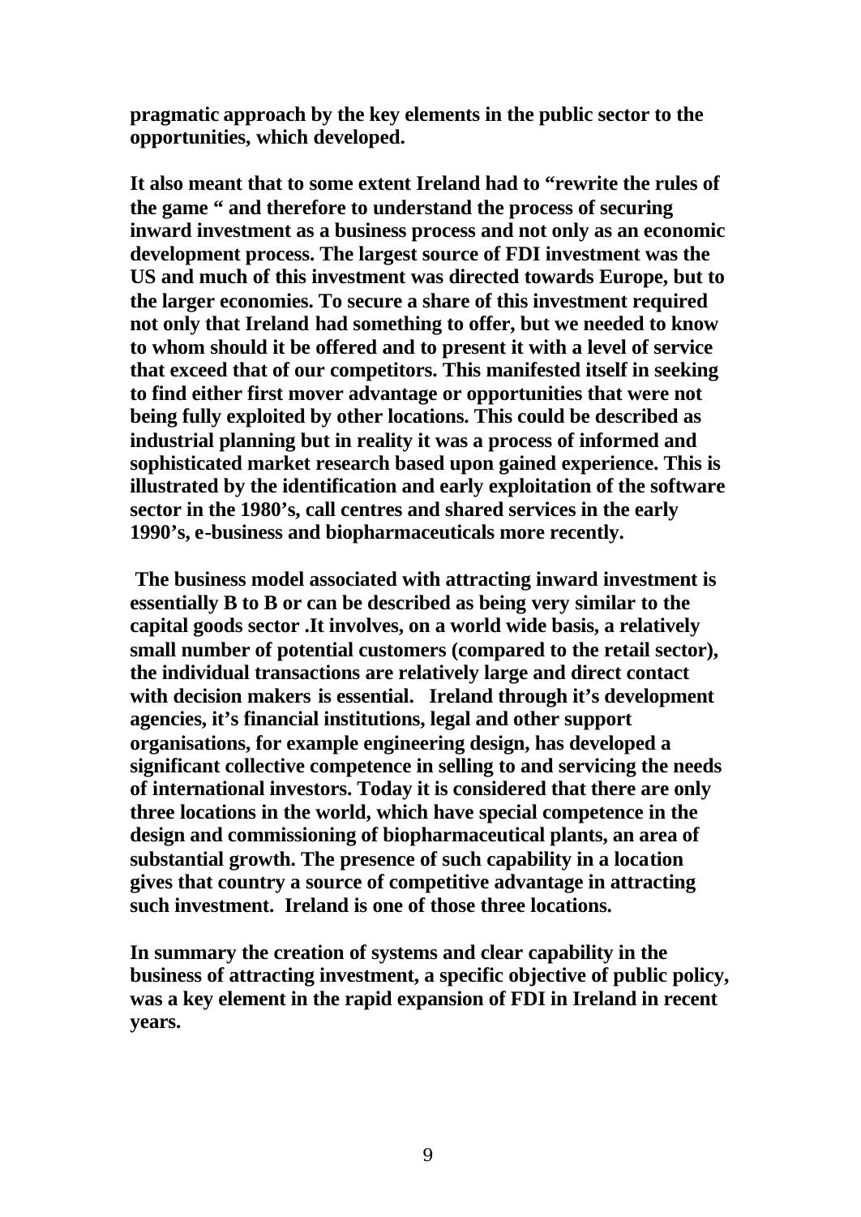**pragmatic approach by the key elements in the public sector to the opportunities, which developed.**

**It also meant that to some extent Ireland had to "rewrite the rules of the game " and therefore to understand the process of securing inward investment as a business process and not only as an economic development process. The largest source of FDI investment was the US and much of this investment was directed towards Europe, but to the larger economies. To secure a share of this investment required not only that Ireland had something to offer, but we needed to know to whom should it be offered and to present it with a level of service that exceed that of our competitors. This manifested itself in seeking to find either first mover advantage or opportunities that were not being fully exploited by other locations. This could be described as industrial planning but in reality it was a process of informed and sophisticated market research based upon gained experience. This is illustrated by the identification and early exploitation of the software sector in the 1980's, call centres and shared services in the early 1990's, e-business and biopharmaceuticals more recently.**

**The business model associated with attracting inward investment is essentially B to B or can be described as being very similar to the capital goods sector .It involves, on a world wide basis, a relatively small number of potential customers (compared to the retail sector), the individual transactions are relatively large and direct contact with decision makers is essential. Ireland through it's development agencies, it's financial institutions, legal and other support organisations, for example engineering design, has developed a significant collective competence in selling to and servicing the needs of international investors. Today it is considered that there are only three locations in the world, which have special competence in the design and commissioning of biopharmaceutical plants, an area of substantial growth. The presence of such capability in a location gives that country a source of competitive advantage in attracting such investment. Ireland is one of those three locations.**

**In summary the creation of systems and clear capability in the business of attracting investment, a specific objective of public policy, was a key element in the rapid expansion of FDI in Ireland in recent years.**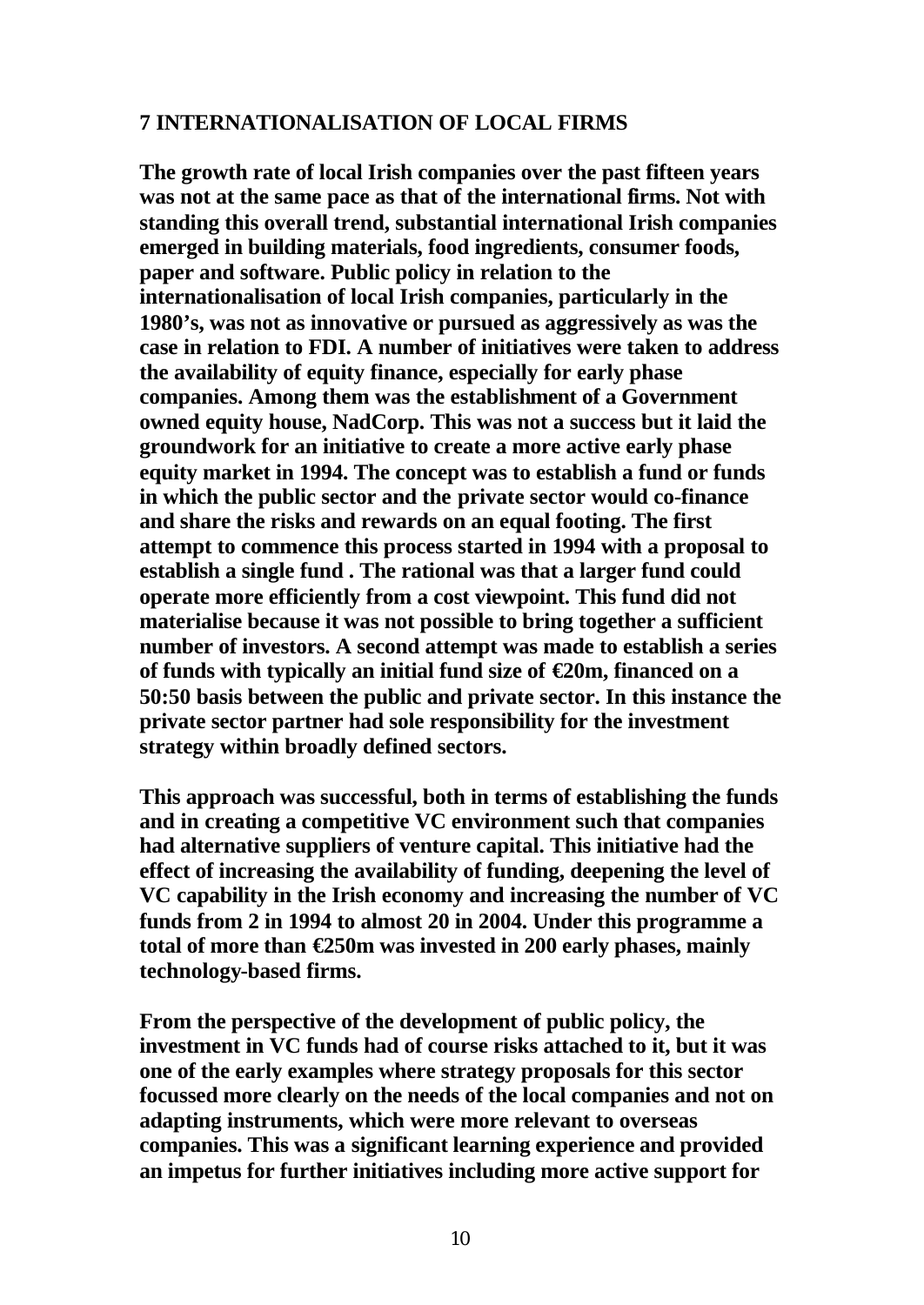## 7 INTERNATIONALISATION OF LOCAL FIRMS

**The growth rate of local Irish companies over the past fifteen years was not at the same pace as that of the international firms. Not with standing this overall trend, substantial international Irish companies emerged in building materials, food ingredients, consumer foods, paper and software. Public policy in relation to the internationalisation of local Irish companies, particularly in the 1980's, was not as innovative or pursued as aggressively as was the case in relation to FDI. A number of initiatives were taken to address the availability of equity finance, especially for early phase companies. Among them was the establishment of a Government owned equity house, NadCorp. This was not a success but it laid the groundwork for an initiative to create a more active early phase equity market in 1994. The concept was to establish a fund or funds in which the public sector and the private sector would co-finance and share the risks and rewards on an equal footing. The first attempt to commence this process started in 1994 with a proposal to establish a single fund . The rational was that a larger fund could operate more efficiently from a cost viewpoint. This fund did not materialise because it was not possible to bring together a sufficient number of investors. A second attempt was made to establish a series of funds with typically an initial fund size of €20m, financed on a 50:50 basis between the public and private sector. In this instance the private sector partner had sole responsibility for the investment strategy within broadly defined sectors.**

**This approach was successful, both in terms of establishing the funds and in creating a competitive VC environment such that companies had alternative suppliers of venture capital. This initiative had the effect of increasing the availability of funding, deepening the level of VC capability in the Irish economy and increasing the number of VC funds from 2 in 1994 to almost 20 in 2004. Under this programme a total of more than €250m was invested in 200 early phases, mainly technology-based firms.**

**From the perspective of the development of public policy, the investment in VC funds had of course risks attached to it, but it was one of the early examples where strategy proposals for this sector focussed more clearly on the needs of the local companies and not on adapting instruments, which were more relevant to overseas companies. This was a significant learning experience and provided an impetus for further initiatives including more active support for**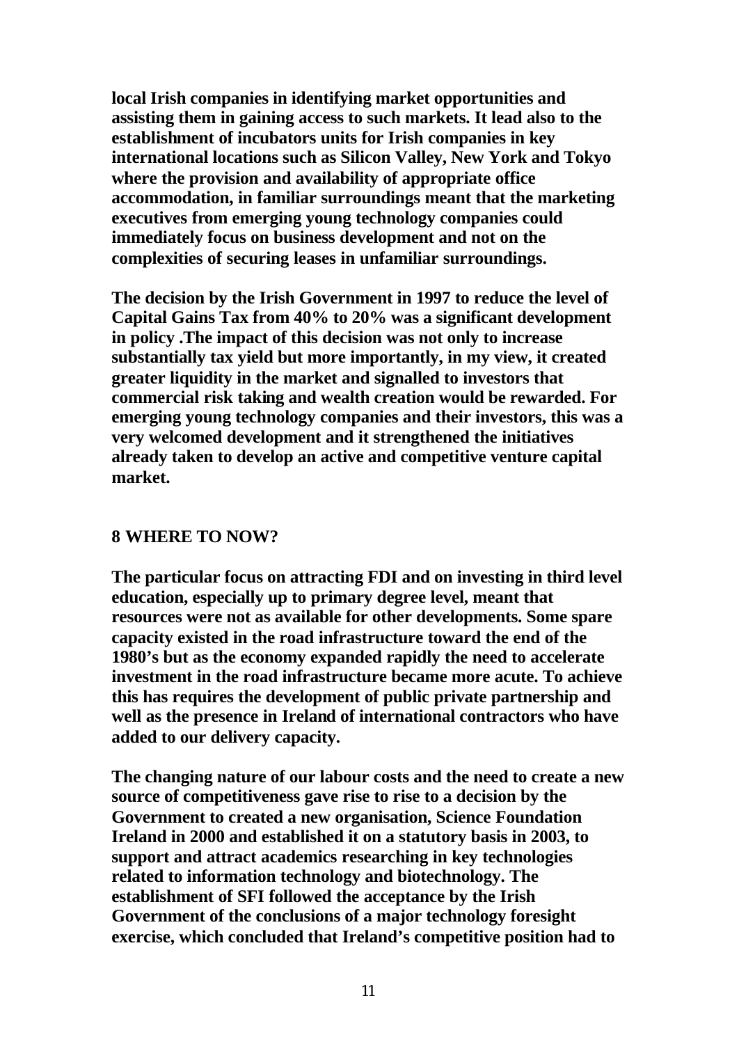**local Irish companies in identifying market opportunities and assisting them in gaining access to such markets. It lead also to the establishment of incubators units for Irish companies in key international locations such as Silicon Valley, New York and Tokyo where the provision and availability of appropriate office accommodation, in familiar surroundings meant that the marketing executives from emerging young technology companies could immediately focus on business development and not on the complexities of securing leases in unfamiliar surroundings.**

**The decision by the Irish Government in 1997 to reduce the level of Capital Gains Tax from 40% to 20% was a significant development in policy .The impact of this decision was not only to increase substantially tax yield but more importantly, in my view, it created greater liquidity in the market and signalled to investors that commercial risk taking and wealth creation would be rewarded. For emerging young technology companies and their investors, this was a very welcomed development and it strengthened the initiatives already taken to develop an active and competitive venture capital market.**

## 8 WHERE TO NOW?

**The particular focus on attracting FDI and on investing in third level education, especially up to primary degree level, meant that resources were not as available for other developments. Some spare capacity existed in the road infrastructure toward the end of the 1980's but as the economy expanded rapidly the need to accelerate investment in the road infrastructure became more acute. To achieve this has requires the development of public private partnership and well as the presence in Ireland of international contractors who have added to our delivery capacity.**

**The changing nature of our labour costs and the need to create a new source of competitiveness gave rise to rise to a decision by the Government to created a new organisation, Science Foundation Ireland in 2000 and established it on a statutory basis in 2003, to support and attract academics researching in key technologies related to information technology and biotechnology. The establishment of SFI followed the acceptance by the Irish Government of the conclusions of a major technology foresight exercise, which concluded that Ireland's competitive position had to**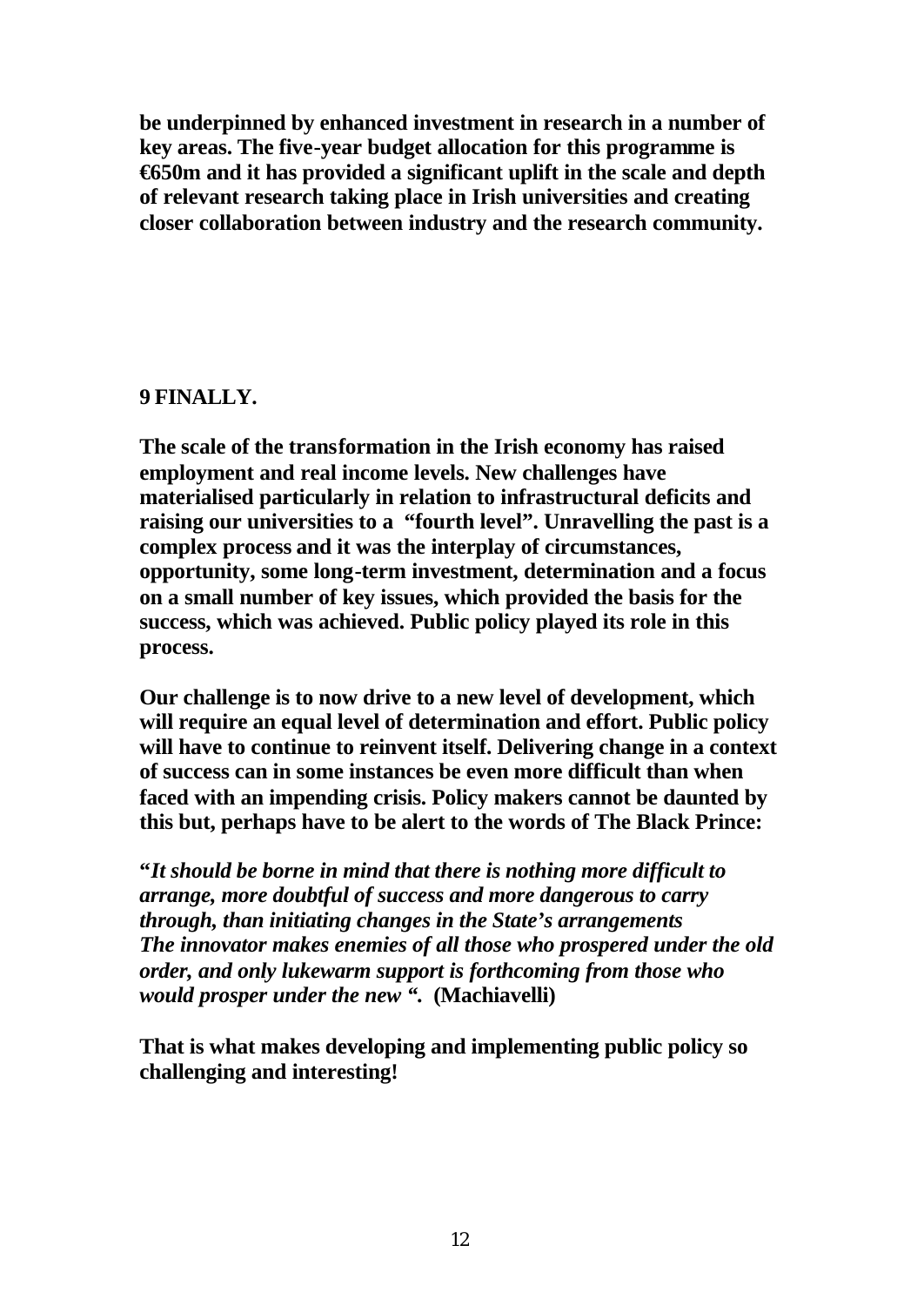**be underpinned by enhanced investment in research in a number of key areas. The five-year budget allocation for this programme is €650m and it has provided a significant uplift in the scale and depth of relevant research taking place in Irish universities and creating closer collaboration between industry and the research community.**

## 9 FINALLY.

**The scale of the transformation in the Irish economy has raised employment and real income levels. New challenges have materialised particularly in relation to infrastructural deficits and raising our universities to a "fourth level". Unravelling the past is a complex process and it was the interplay of circumstances, opportunity, some long-term investment, determination and a focus on a small number of key issues, which provided the basis for the success, which was achieved. Public policy played its role in this process.**

**Our challenge is to now drive to a new level of development, which will require an equal level of determination and effort. Public policy will have to continue to reinvent itself. Delivering change in a context of success can in some instances be even more difficult than when faced with an impending crisis. Policy makers cannot be daunted by this but, perhaps have to be alert to the words of The Black Prince:**

**"*It should be borne in mind that there is nothing more difficult to arrange, more doubtful of success and more dangerous to carry through, than initiating changes in the State's arrangements The innovator makes enemies of all those who prospered under the old order, and only lukewarm support is forthcoming from those who would prosper under the new ".* (Machiavelli)**

**That is what makes developing and implementing public policy so challenging and interesting!**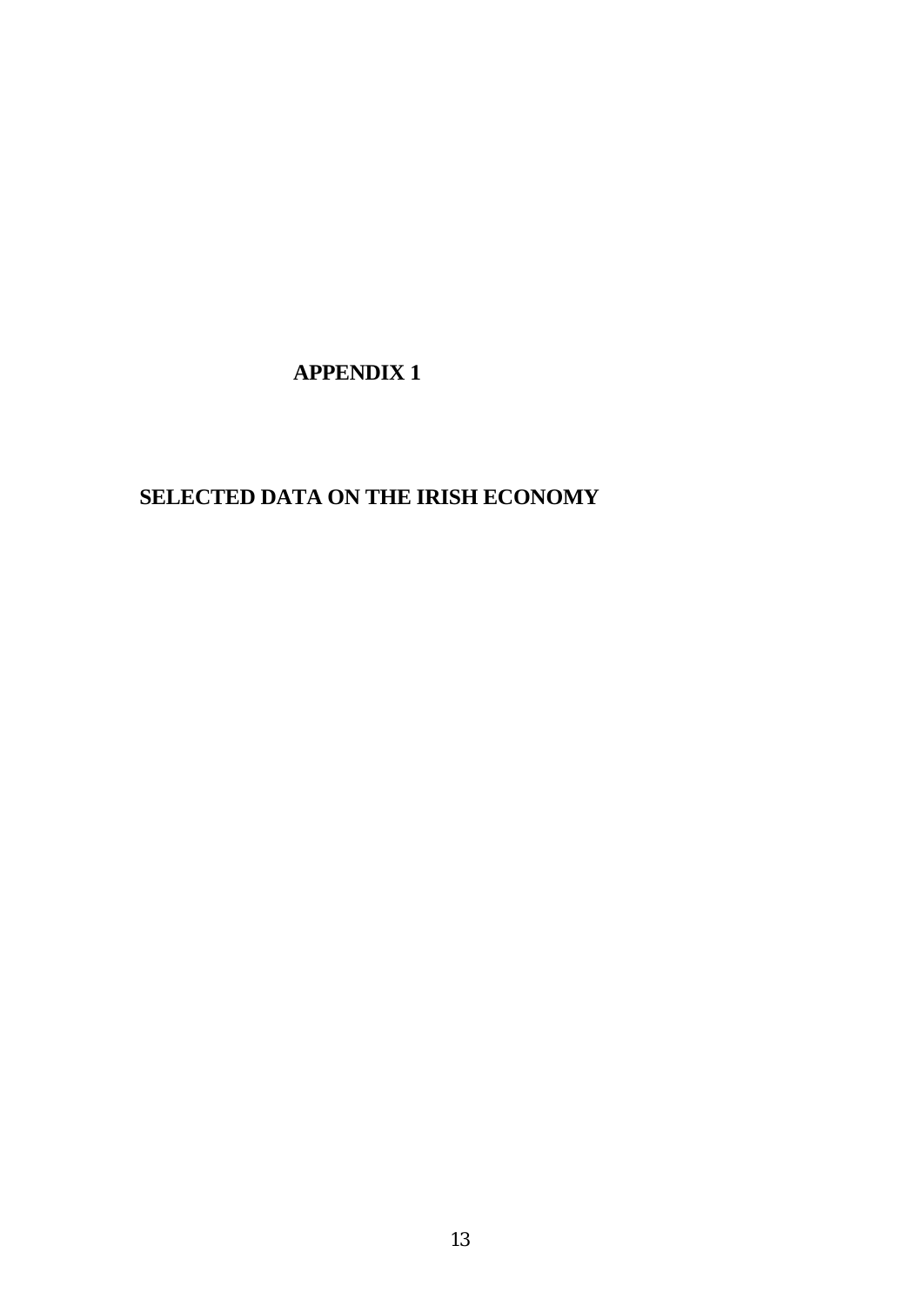# APPENDIX 1

## SELECTED DATA ON THE IRISH ECONOMY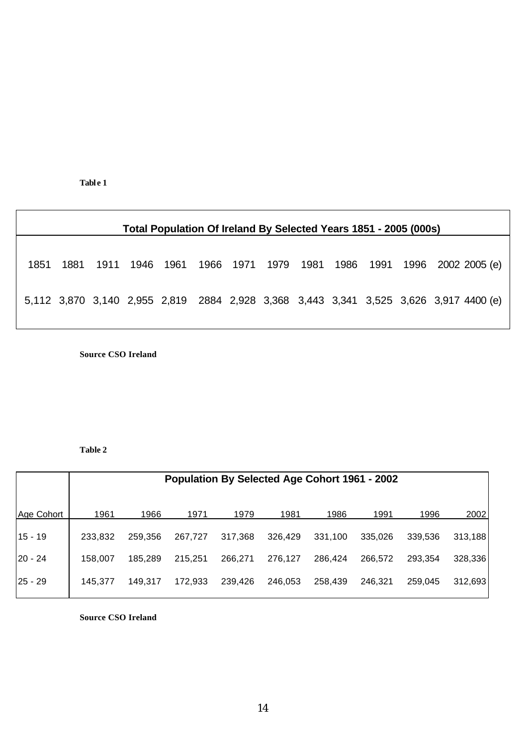**Table 1**

| Total Population Of Ireland By Selected Years 1851 - 2005 (000s) | | | | | | | | | | | | | |
|---|---|---|---|---|---|---|---|---|---|---|---|---|---|
| 1851 | 1881 | 1911 | 1946 | 1961 | 1966 | 1971 | 1979 | 1981 | 1986 | 1991 | 1996 | 2002 | 2005 (e) |
| 5,112 | 3,870 | 3,140 | 2,955 | 2,819 | 2884 | 2,928 | 3,368 | 3,443 | 3,341 | 3,525 | 3,626 | 3,917 | 4400 (e) |

**Source CSO Ireland**

**Table 2**

| | Population By Selected Age Cohort 1961 - 2002 | | | | | | | | |
|---|---|---|---|---|---|---|---|---|---|
| Age Cohort | 1961 | 1966 | 1971 | 1979 | 1981 | 1986 | 1991 | 1996 | 2002 |
| 15 - 19 | 233,832 | 259,356 | 267,727 | 317,368 | 326,429 | 331,100 | 335,026 | 339,536 | 313,188 |
| 20 - 24 | 158,007 | 185,289 | 215,251 | 266,271 | 276,127 | 286,424 | 266,572 | 293,354 | 328,336 |
| 25 - 29 | 145,377 | 149,317 | 172,933 | 239,426 | 246,053 | 258,439 | 246,321 | 259,045 | 312,693 |

**Source CSO Ireland**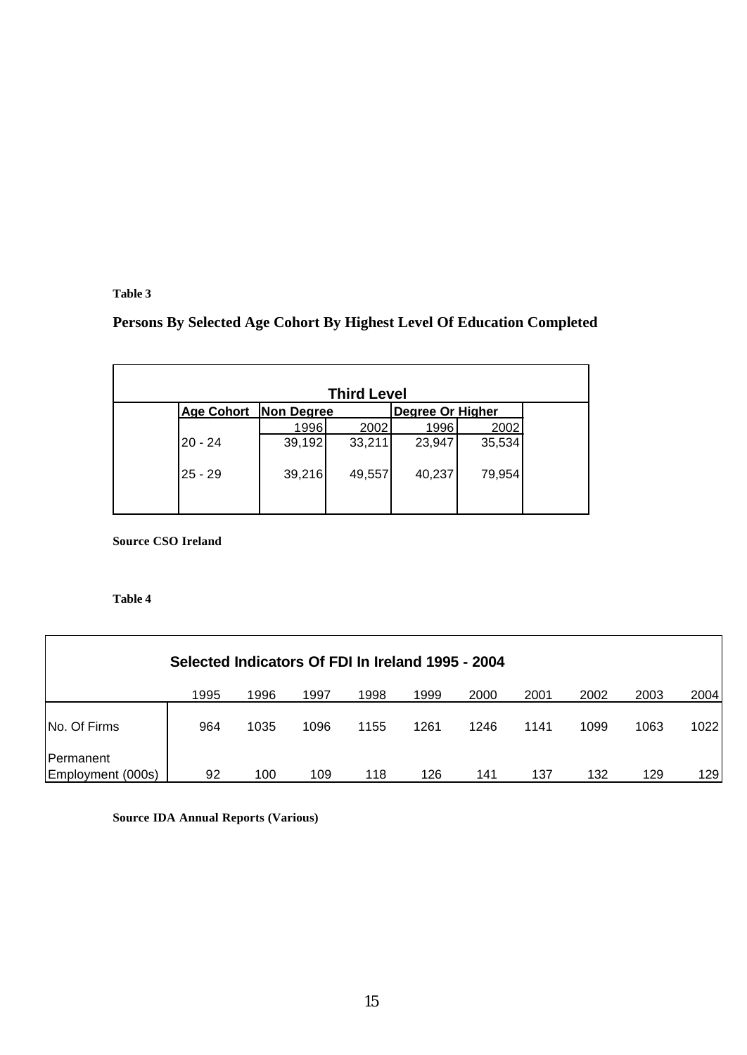**Table 3**

**Persons By Selected Age Cohort By Highest Level Of Education Completed**

| | Third Level | | | |
|---|---|---|---|---|
| Age Cohort | Non Degree | | Degree Or Higher | |
| | 1996 | 2002 | 1996 | 2002 |
| 20 - 24 | 39,192 | 33,211 | 23,947 | 35,534 |
| 25 - 29 | 39,216 | 49,557 | 40,237 | 79,954 |

**Source CSO Ireland**

**Table 4**

**Selected Indicators Of FDI In Ireland 1995 - 2004**

| | 1995 | 1996 | 1997 | 1998 | 1999 | 2000 | 2001 | 2002 | 2003 | 2004 |
|---|---|---|---|---|---|---|---|---|---|---|
| No. Of Firms | 964 | 1035 | 1096 | 1155 | 1261 | 1246 | 1141 | 1099 | 1063 | 1022 |
| Permanent Employment (000s) | 92 | 100 | 109 | 118 | 126 | 141 | 137 | 132 | 129 | 129 |

**Source IDA Annual Reports (Various)**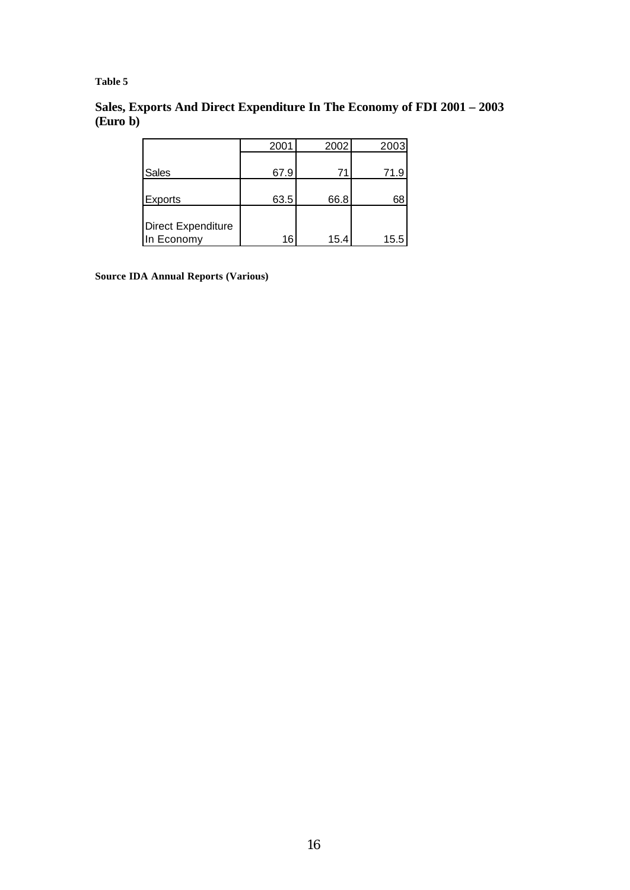**Table 5**

**Sales, Exports And Direct Expenditure In The Economy of FDI 2001 – 2003 (Euro b)**

| | 2001 | 2002 | 2003 |
|---|---|---|---|
| Sales | 67.9 | 71 | 71.9 |
| Exports | 63.5 | 66.8 | 68 |
| Direct Expenditure In Economy | 16 | 15.4 | 15.5 |

**Source IDA Annual Reports (Various)**